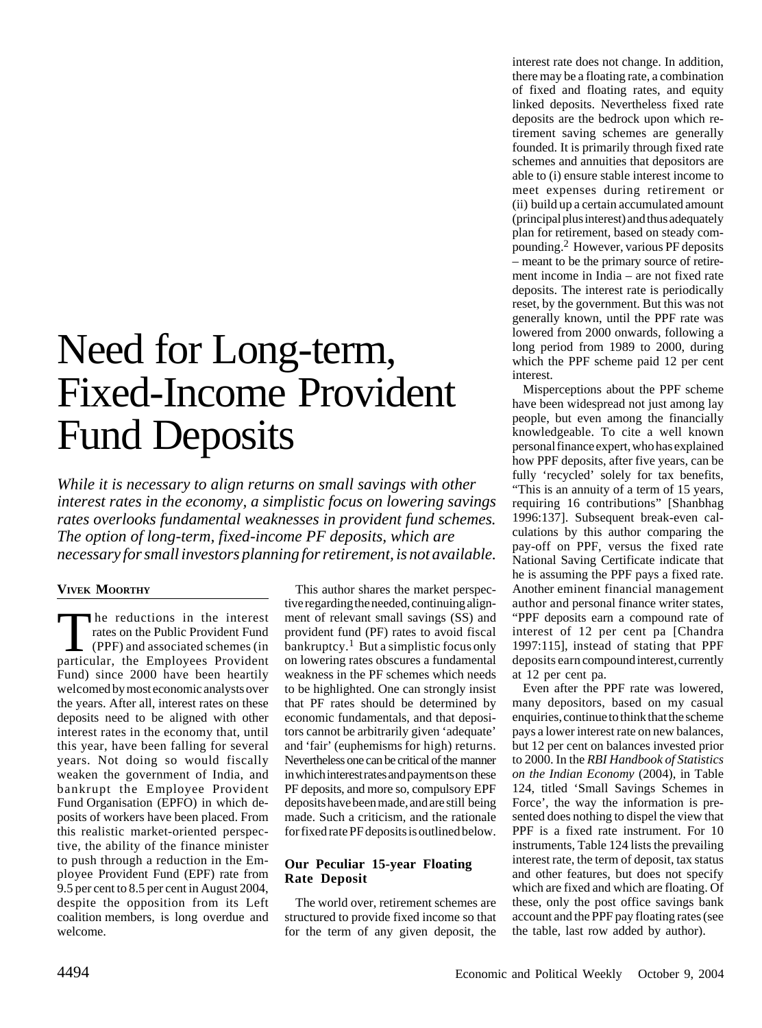# Need for Long-term, Fixed-Income Provident Fund Deposits

*While it is necessary to align returns on small savings with other interest rates in the economy, a simplistic focus on lowering savings rates overlooks fundamental weaknesses in provident fund schemes. The option of long-term, fixed-income PF deposits, which are necessary for small investors planning for retirement, is not available.*

**Vivek Moorthy**

The reductions in the interest rates on the Public Provident Fund (PPF) and associated schemes (in particular, the Employees Provident Fund) since 2000 have been heartily welcomed by most economic analysts over the years. After all, interest rates on these deposits need to be aligned with other interest rates in the economy that, until this year, have been falling for several years. Not doing so would fiscally weaken the government of India, and bankrupt the Employee Provident Fund Organisation (EPFO) in which deposits of workers have been placed. From this realistic market-oriented perspective, the ability of the finance minister to push through a reduction in the Employee Provident Fund (EPF) rate from 9.5 per cent to 8.5 per cent in August 2004, despite the opposition from its Left coalition members, is long overdue and welcome.

This author shares the market perspective regarding the needed, continuing alignment of relevant small savings (SS) and provident fund (PF) rates to avoid fiscal bankruptcy.[1] But a simplistic focus only on lowering rates obscures a fundamental weakness in the PF schemes which needs to be highlighted. One can strongly insist that PF rates should be determined by economic fundamentals, and that depositors cannot be arbitrarily given 'adequate' and 'fair' (euphemisms for high) returns. Nevertheless one can be critical of the manner in which interest rates and payments on these PF deposits, and more so, compulsory EPF deposits have been made, and are still being made. Such a criticism, and the rationale for fixed rate PF deposits is outlined below.

## Our Peculiar 15-year Floating Rate Deposit

The world over, retirement schemes are structured to provide fixed income so that for the term of any given deposit, the interest rate does not change. In addition, there may be a floating rate, a combination of fixed and floating rates, and equity linked deposits. Nevertheless fixed rate deposits are the bedrock upon which retirement saving schemes are generally founded. It is primarily through fixed rate schemes and annuities that depositors are able to (i) ensure stable interest income to meet expenses during retirement or (ii) build up a certain accumulated amount (principal plus interest) and thus adequately plan for retirement, based on steady compounding.[2] However, various PF deposits – meant to be the primary source of retirement income in India – are not fixed rate deposits. The interest rate is periodically reset, by the government. But this was not generally known, until the PPF rate was lowered from 2000 onwards, following a long period from 1989 to 2000, during which the PPF scheme paid 12 per cent interest.

Misperceptions about the PPF scheme have been widespread not just among lay people, but even among the financially knowledgeable. To cite a well known personal finance expert, who has explained how PPF deposits, after five years, can be fully 'recycled' solely for tax benefits, "This is an annuity of a term of 15 years, requiring 16 contributions" [Shanbhag 1996:137]. Subsequent break-even calculations by this author comparing the pay-off on PPF, versus the fixed rate National Saving Certificate indicate that he is assuming the PPF pays a fixed rate. Another eminent financial management author and personal finance writer states, "PPF deposits earn a compound rate of interest of 12 per cent pa [Chandra 1997:115], instead of stating that PPF deposits earn compound interest, currently at 12 per cent pa.

Even after the PPF rate was lowered, many depositors, based on my casual enquiries, continue to think that the scheme pays a lower interest rate on new balances, but 12 per cent on balances invested prior to 2000. In the *RBI Handbook of Statistics on the Indian Economy* (2004), in Table 124, titled 'Small Savings Schemes in Force', the way the information is presented does nothing to dispel the view that PPF is a fixed rate instrument. For 10 instruments, Table 124 lists the prevailing interest rate, the term of deposit, tax status and other features, but does not specify which are fixed and which are floating. Of these, only the post office savings bank account and the PPF pay floating rates (see the table, last row added by author).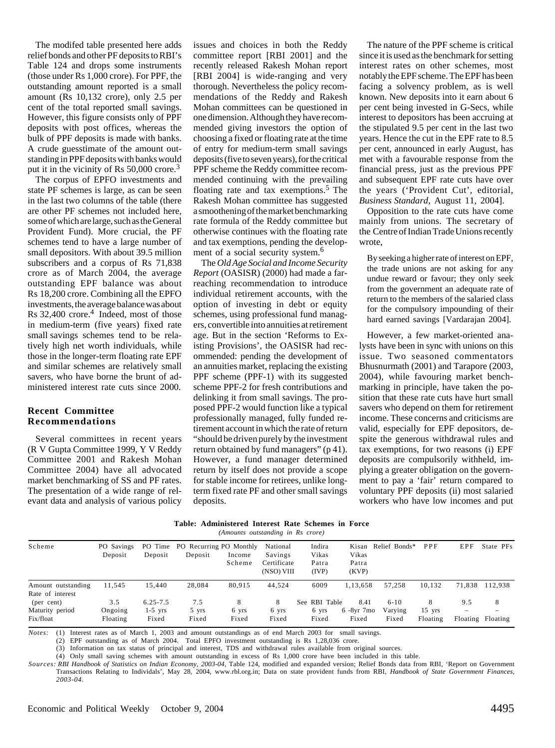The modifed table presented here adds relief bonds and other PF deposits to RBI's Table 124 and drops some instruments (those under Rs 1,000 crore). For PPF, the outstanding amount reported is a small amount (Rs 10,132 crore), only 2.5 per cent of the total reported small savings. However, this figure consists only of PPF deposits with post offices, whereas the bulk of PPF deposits is made with banks. A crude guesstimate of the amount outstanding in PPF deposits with banks would put it in the vicinity of Rs 50,000 crore.[3]

The corpus of EPFO investments and state PF schemes is large, as can be seen in the last two columns of the table (there are other PF schemes not included here, some of which are large, such as the General Provident Fund). More crucial, the PF schemes tend to have a large number of small depositors. With about 39.5 million subscribers and a corpus of Rs 71,838 crore as of March 2004, the average outstanding EPF balance was about Rs 18,200 crore. Combining all the EPFO investments, the average balance was about Rs 32,400 crore.[4] Indeed, most of those in medium-term (five years) fixed rate small savings schemes tend to be relatively high net worth individuals, while those in the longer-term floating rate EPF and similar schemes are relatively small savers, who have borne the brunt of administered interest rate cuts since 2000.

## Recent Committee Recommendations

Several committees in recent years (R V Gupta Committee 1999, Y V Reddy Committee 2001 and Rakesh Mohan Committee 2004) have all advocated market benchmarking of SS and PF rates. The presentation of a wide range of relevant data and analysis of various policy issues and choices in both the Reddy committee report [RBI 2001] and the recently released Rakesh Mohan report [RBI 2004] is wide-ranging and very thorough. Nevertheless the policy recommendations of the Reddy and Rakesh Mohan committees can be questioned in one dimension. Although they have recommended giving investors the option of choosing a fixed or floating rate at the time of entry for medium-term small savings deposits (five to seven years), for the critical PPF scheme the Reddy committee recommended continuing with the prevailing floating rate and tax exemptions.[5] The Rakesh Mohan committee has suggested a smoothening of the market benchmarking rate formula of the Reddy committee but otherwise continues with the floating rate and tax exemptions, pending the development of a social security system.[6]

The *Old Age Social and Income Security Report* (OASISR) (2000) had made a far-reaching recommendation to introduce individual retirement accounts, with the option of investing in debt or equity schemes, using professional fund managers, convertible into annuities at retirement age. But in the section 'Reforms to Existing Provisions', the OASISR had recommended: pending the development of an annuities market, replacing the existing PPF scheme (PPF-1) with its suggested scheme PPF-2 for fresh contributions and delinking it from small savings. The proposed PPF-2 would function like a typical professionally managed, fully funded retirement account in which the rate of return "should be driven purely by the investment return obtained by fund managers" (p 41). However, a fund manager determined return by itself does not provide a scope for stable income for retirees, unlike long-term fixed rate PF and other small savings deposits.

The nature of the PPF scheme is critical since it is used as the benchmark for setting interest rates on other schemes, most notably the EPF scheme. The EPF has been facing a solvency problem, as is well known. New deposits into it earn about 6 per cent being invested in G-Secs, while interest to depositors has been accruing at the stipulated 9.5 per cent in the last two years. Hence the cut in the EPF rate to 8.5 per cent, announced in early August, has met with a favourable response from the financial press, just as the previous PPF and subsequent EPF rate cuts have over the years ('Provident Cut', editorial, *Business Standard*, August 11, 2004].

Opposition to the rate cuts have come mainly from unions. The secretary of the Centre of Indian Trade Unions recently wrote,

> By seeking a higher rate of interest on EPF, the trade unions are not asking for any undue reward or favour; they only seek from the government an adequate rate of return to the members of the salaried class for the compulsory impounding of their hard earned savings [Vardarajan 2004].

However, a few market-oriented analysts have been in sync with unions on this issue. Two seasoned commentators Bhusnurmath (2001) and Tarapore (2003, 2004), while favouring market benchmarking in principle, have taken the position that these rate cuts have hurt small savers who depend on them for retirement income. These concerns and criticisms are valid, especially for EPF depositors, despite the generous withdrawal rules and tax exemptions, for two reasons (i) EPF deposits are compulsorily withheld, implying a greater obligation on the government to pay a 'fair' return compared to voluntary PPF deposits (ii) most salaried workers who have low incomes and put

**Table: Administered Interest Rate Schemes in Force**

*(Amounts outstanding in Rs crore)*

| Scheme | PO Savings Deposit | PO Time Deposit | PO Recurring Deposit | PO Monthly Income Scheme | National Savings Certificate (NSO) VIII | Indira Vikas Patra (IVP) | Kisan Vikas Patra (KVP) | Relief Bonds* | PPF | EPF | State PFs |
|---|---|---|---|---|---|---|---|---|---|---|---|
| Amount outstanding | 11,545 | 15,440 | 28,084 | 80,915 | 44,524 | 6009 | 1,13,658 | 57,258 | 10,132 | 71,838 | 112,938 |
| Rate of interest (per cent) | 3.5 | 6.25-7.5 | 7.5 | 8 | 8 | See RBI Table | 8.41 | 6-10 | 8 | 9.5 | 8 |
| Maturity period | Ongoing | 1-5 yrs | 5 yrs | 6 yrs | 6 yrs | 6 yrs | 6 -8yr 7mo | Varying | 15 yrs | – | – |
| Fix/float | Floating | Fixed | Fixed | Fixed | Fixed | Fixed | Fixed | Fixed | Floating | Floating | Floating |

*Notes:* (1) Interest rates as of March 1, 2003 and amount outstandings as of end March 2003 for small savings.
(2) EPF outstanding as of March 2004. Total EPFO investment outstanding is Rs 1,28,036 crore.
(3) Information on tax status of principal and interest, TDS and withdrawal rules available from original sources.
(4) Only small saving schemes with amount outstanding in excess of Rs 1,000 crore have been included in this table.

*Sources: RBI Handbook of Statistics on Indian Economy, 2003-04*, Table 124, modified and expanded version; Relief Bonds data from RBI, 'Report on Government Transactions Relating to Individuals', May 28, 2004, www.rbl.org.in; Data on state provident funds from RBI, *Handbook of State Government Finances, 2003-04*.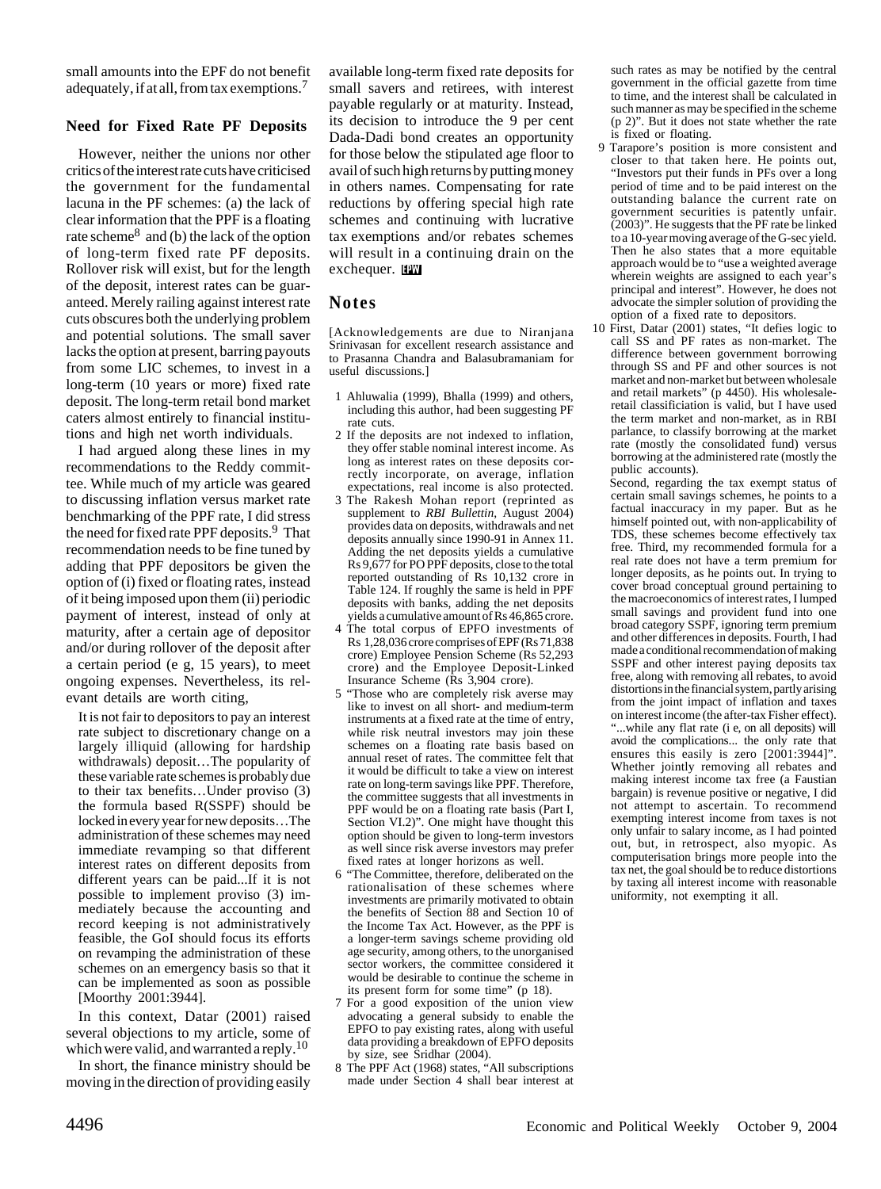small amounts into the EPF do not benefit adequately, if at all, from tax exemptions.[7]

### Need for Fixed Rate PF Deposits

However, neither the unions nor other critics of the interest rate cuts have criticised the government for the fundamental lacuna in the PF schemes: (a) the lack of clear information that the PPF is a floating rate scheme[8] and (b) the lack of the option of long-term fixed rate PF deposits. Rollover risk will exist, but for the length of the deposit, interest rates can be guaranteed. Merely railing against interest rate cuts obscures both the underlying problem and potential solutions. The small saver lacks the option at present, barring payouts from some LIC schemes, to invest in a long-term (10 years or more) fixed rate deposit. The long-term retail bond market caters almost entirely to financial institutions and high net worth individuals.

I had argued along these lines in my recommendations to the Reddy committee. While much of my article was geared to discussing inflation versus market rate benchmarking of the PPF rate, I did stress the need for fixed rate PPF deposits.[9] That recommendation needs to be fine tuned by adding that PPF depositors be given the option of (i) fixed or floating rates, instead of it being imposed upon them (ii) periodic payment of interest, instead of only at maturity, after a certain age of depositor and/or during rollover of the deposit after a certain period (e g, 15 years), to meet ongoing expenses. Nevertheless, its relevant details are worth citing,

> It is not fair to depositors to pay an interest rate subject to discretionary change on a largely illiquid (allowing for hardship withdrawals) deposit…The popularity of these variable rate schemes is probably due to their tax benefits…Under proviso (3) the formula based R(SSPF) should be locked in every year for new deposits…The administration of these schemes may need immediate revamping so that different interest rates on different deposits from different years can be paid...If it is not possible to implement proviso (3) immediately because the accounting and record keeping is not administratively feasible, the GoI should focus its efforts on revamping the administration of these schemes on an emergency basis so that it can be implemented as soon as possible [Moorthy 2001:3944].

In this context, Datar (2001) raised several objections to my article, some of which were valid, and warranted a reply.[10]

In short, the finance ministry should be moving in the direction of providing easily available long-term fixed rate deposits for small savers and retirees, with interest payable regularly or at maturity. Instead, its decision to introduce the 9 per cent Dada-Dadi bond creates an opportunity for those below the stipulated age floor to avail of such high returns by putting money in others names. Compensating for rate reductions by offering special high rate schemes and continuing with lucrative tax exemptions and/or rebates schemes will result in a continuing drain on the exchequer. EPW

## Notes

[Acknowledgements are due to Niranjana Srinivasan for excellent research assistance and to Prasanna Chandra and Balasubramaniam for useful discussions.]

1 Ahluwalia (1999), Bhalla (1999) and others, including this author, had been suggesting PF rate cuts.

2 If the deposits are not indexed to inflation, they offer stable nominal interest income. As long as interest rates on these deposits correctly incorporate, on average, inflation expectations, real income is also protected.

3 The Rakesh Mohan report (reprinted as supplement to *RBI Bulletin*, August 2004) provides data on deposits, withdrawals and net deposits annually since 1990-91 in Annex 11. Adding the net deposits yields a cumulative Rs 9,677 for PO PPF deposits, close to the total reported outstanding of Rs 10,132 crore in Table 124. If roughly the same is held in PPF deposits with banks, adding the net deposits yields a cumulative amount of Rs 46,865 crore.

4 The total corpus of EPFO investments of Rs 1,28,036 crore comprises of EPF (Rs 71,838 crore) Employee Pension Scheme (Rs 52,293 crore) and the Employee Deposit-Linked Insurance Scheme (Rs 3,904 crore).

5 "Those who are completely risk averse may like to invest on all short- and medium-term instruments at a fixed rate at the time of entry, while risk neutral investors may join these schemes on a floating rate basis based on annual reset of rates. The committee felt that it would be difficult to take a view on interest rate on long-term savings like PPF. Therefore, the committee suggests that all investments in PPF would be on a floating rate basis (Part I, Section VI.2)". One might have thought this option should be given to long-term investors as well since risk averse investors may prefer fixed rates at longer horizons as well.

6 "The Committee, therefore, deliberated on the rationalisation of these schemes where investments are primarily motivated to obtain the benefits of Section 88 and Section 10 of the Income Tax Act. However, as the PPF is a longer-term savings scheme providing old age security, among others, to the unorganised sector workers, the committee considered it would be desirable to continue the scheme in its present form for some time" (p 18).

7 For a good exposition of the union view advocating a general subsidy to enable the EPFO to pay existing rates, along with useful data providing a breakdown of EPFO deposits by size, see Sridhar (2004).

8 The PPF Act (1968) states, "All subscriptions made under Section 4 shall bear interest at such rates as may be notified by the central government in the official gazette from time to time, and the interest shall be calculated in such manner as may be specified in the scheme (p 2)". But it does not state whether the rate is fixed or floating.

9 Tarapore's position is more consistent and closer to that taken here. He points out, "Investors put their funds in PFs over a long period of time and to be paid interest on the outstanding balance the current rate on government securities is patently unfair. (2003)". He suggests that the PF rate be linked to a 10-year moving average of the G-sec yield. Then he also states that a more equitable approach would be to "use a weighted average wherein weights are assigned to each year's principal and interest". However, he does not advocate the simpler solution of providing the option of a fixed rate to depositors.

10 First, Datar (2001) states, "It defies logic to call SS and PF rates as non-market. The difference between government borrowing through SS and PF and other sources is not market and non-market but between wholesale and retail markets" (p 4450). His wholesale-retail classificiation is valid, but I have used the term market and non-market, as in RBI parlance, to classify borrowing at the market rate (mostly the consolidated fund) versus borrowing at the administered rate (mostly the public accounts).

Second, regarding the tax exempt status of certain small savings schemes, he points to a factual inaccuracy in my paper. But as he himself pointed out, with non-applicability of TDS, these schemes become effectively tax free. Third, my recommended formula for a real rate does not have a term premium for longer deposits, as he points out. In trying to cover broad conceptual ground pertaining to the macroeconomics of interest rates, I lumped small savings and provident fund into one broad category SSPF, ignoring term premium and other differences in deposits. Fourth, I had made a conditional recommendation of making SSPF and other interest paying deposits tax free, along with removing all rebates, to avoid distortions in the financial system, partly arising from the joint impact of inflation and taxes on interest income (the after-tax Fisher effect). "...while any flat rate (i e, on all deposits) will avoid the complications... the only rate that ensures this easily is zero [2001:3944]". Whether jointly removing all rebates and making interest income tax free (a Faustian bargain) is revenue positive or negative, I did not attempt to ascertain. To recommend exempting interest income from taxes is not only unfair to salary income, as I had pointed out, but, in retrospect, also myopic. As computerisation brings more people into the tax net, the goal should be to reduce distortions by taxing all interest income with reasonable uniformity, not exempting it all.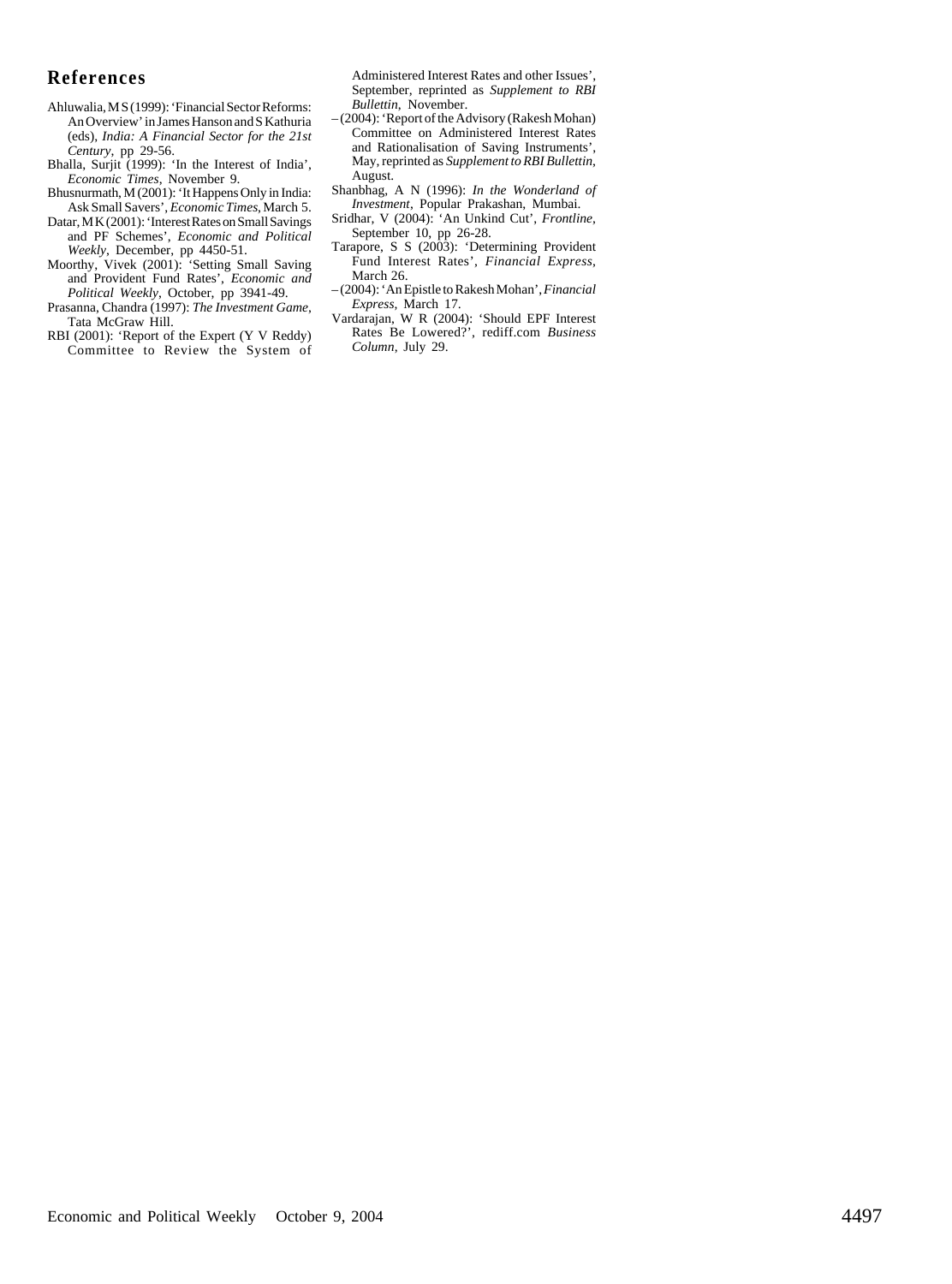## References

Ahluwalia, M S (1999): 'Financial Sector Reforms: An Overview' in James Hanson and S Kathuria (eds), *India: A Financial Sector for the 21st Century*, pp 29-56.

Bhalla, Surjit (1999): 'In the Interest of India', *Economic Times*, November 9.

Bhusnurmath, M (2001): 'It Happens Only in India: Ask Small Savers', *Economic Times*, March 5.

Datar, M K (2001): 'Interest Rates on Small Savings and PF Schemes', *Economic and Political Weekly*, December, pp 4450-51.

Moorthy, Vivek (2001): 'Setting Small Saving and Provident Fund Rates', *Economic and Political Weekly*, October, pp 3941-49.

Prasanna, Chandra (1997): *The Investment Game*, Tata McGraw Hill.

RBI (2001): 'Report of the Expert (Y V Reddy) Committee to Review the System of Administered Interest Rates and other Issues', September, reprinted as *Supplement to RBI Bullettin*, November.

– (2004): 'Report of the Advisory (Rakesh Mohan) Committee on Administered Interest Rates and Rationalisation of Saving Instruments', May, reprinted as *Supplement to RBI Bullettin*, August.

Shanbhag, A N (1996): *In the Wonderland of Investment*, Popular Prakashan, Mumbai.

Sridhar, V (2004): 'An Unkind Cut', *Frontline*, September 10, pp 26-28.

Tarapore, S S (2003): 'Determining Provident Fund Interest Rates', *Financial Express*, March 26.

– (2004): 'An Epistle to Rakesh Mohan', *Financial Express*, March 17.

Vardarajan, W R (2004): 'Should EPF Interest Rates Be Lowered?', rediff.com *Business Column*, July 29.